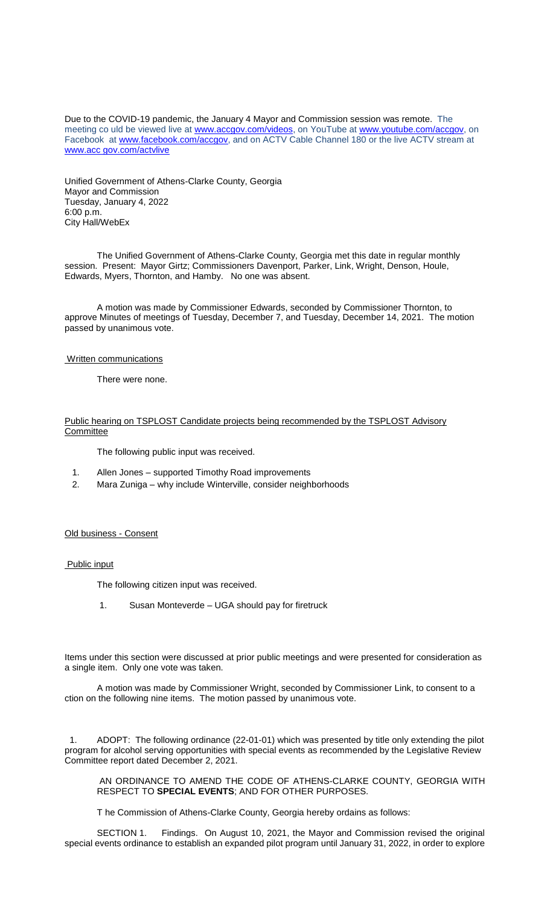Due to the COVID-19 pandemic, the January 4 Mayor and Commission session was remote. The meeting co uld be viewed live at www.accgov.com/videos, on YouTube at www.youtube.com/accgov, on Facebook at www.facebook.com/accgov, and on ACTV Cable Channel 180 or the live ACTV stream at www.acc gov.com/actvlive

Unified Government of Athens-Clarke County, Georgia
Mayor and Commission
Tuesday, January 4, 2022
6:00 p.m.
City Hall/WebEx

The Unified Government of Athens-Clarke County, Georgia met this date in regular monthly session. Present: Mayor Girtz; Commissioners Davenport, Parker, Link, Wright, Denson, Houle, Edwards, Myers, Thornton, and Hamby. No one was absent.

A motion was made by Commissioner Edwards, seconded by Commissioner Thornton, to approve Minutes of meetings of Tuesday, December 7, and Tuesday, December 14, 2021. The motion passed by unanimous vote.

Written communications

There were none.

Public hearing on TSPLOST Candidate projects being recommended by the TSPLOST Advisory Committee

The following public input was received.

1. Allen Jones – supported Timothy Road improvements
2. Mara Zuniga – why include Winterville, consider neighborhoods

Old business - Consent

Public input

The following citizen input was received.

1. Susan Monteverde – UGA should pay for firetruck

Items under this section were discussed at prior public meetings and were presented for consideration as a single item. Only one vote was taken.

A motion was made by Commissioner Wright, seconded by Commissioner Link, to consent to a ction on the following nine items. The motion passed by unanimous vote.

1. ADOPT: The following ordinance (22-01-01) which was presented by title only extending the pilot program for alcohol serving opportunities with special events as recommended by the Legislative Review Committee report dated December 2, 2021.

AN ORDINANCE TO AMEND THE CODE OF ATHENS-CLARKE COUNTY, GEORGIA WITH RESPECT TO **SPECIAL EVENTS**; AND FOR OTHER PURPOSES.

T he Commission of Athens-Clarke County, Georgia hereby ordains as follows:

SECTION 1. Findings. On August 10, 2021, the Mayor and Commission revised the original special events ordinance to establish an expanded pilot program until January 31, 2022, in order to explore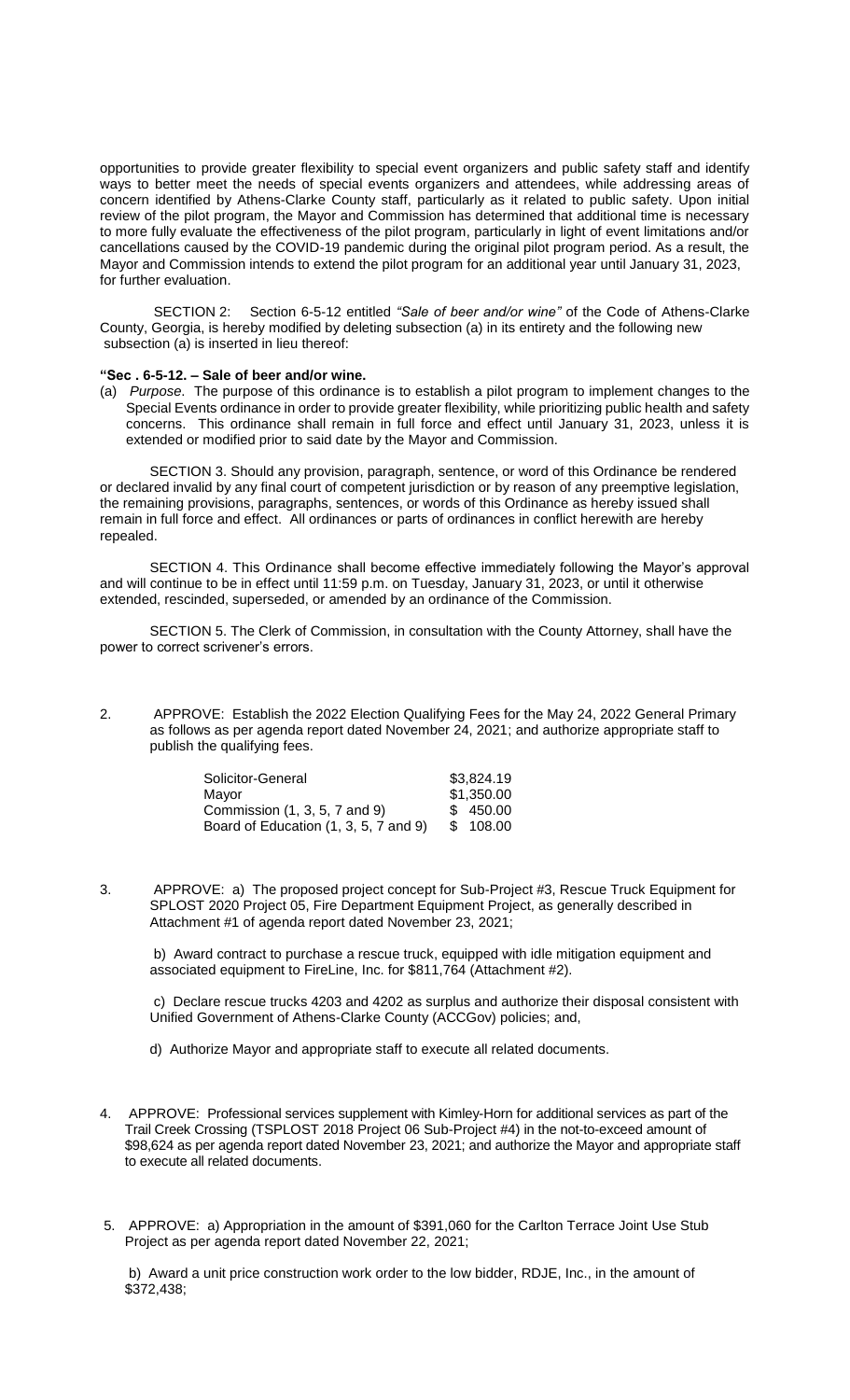opportunities to provide greater flexibility to special event organizers and public safety staff and identify ways to better meet the needs of special events organizers and attendees, while addressing areas of concern identified by Athens-Clarke County staff, particularly as it related to public safety. Upon initial review of the pilot program, the Mayor and Commission has determined that additional time is necessary to more fully evaluate the effectiveness of the pilot program, particularly in light of event limitations and/or cancellations caused by the COVID-19 pandemic during the original pilot program period. As a result, the Mayor and Commission intends to extend the pilot program for an additional year until January 31, 2023, for further evaluation.

SECTION 2: Section 6-5-12 entitled *"Sale of beer and/or wine"* of the Code of Athens-Clarke County, Georgia, is hereby modified by deleting subsection (a) in its entirety and the following new subsection (a) is inserted in lieu thereof:

**"Sec . 6-5-12. – Sale of beer and/or wine.**

(a) *Purpose.* The purpose of this ordinance is to establish a pilot program to implement changes to the Special Events ordinance in order to provide greater flexibility, while prioritizing public health and safety concerns. This ordinance shall remain in full force and effect until January 31, 2023, unless it is extended or modified prior to said date by the Mayor and Commission.

SECTION 3. Should any provision, paragraph, sentence, or word of this Ordinance be rendered or declared invalid by any final court of competent jurisdiction or by reason of any preemptive legislation, the remaining provisions, paragraphs, sentences, or words of this Ordinance as hereby issued shall remain in full force and effect. All ordinances or parts of ordinances in conflict herewith are hereby repealed.

SECTION 4. This Ordinance shall become effective immediately following the Mayor's approval and will continue to be in effect until 11:59 p.m. on Tuesday, January 31, 2023, or until it otherwise extended, rescinded, superseded, or amended by an ordinance of the Commission.

SECTION 5. The Clerk of Commission, in consultation with the County Attorney, shall have the power to correct scrivener's errors.

2. APPROVE: Establish the 2022 Election Qualifying Fees for the May 24, 2022 General Primary as follows as per agenda report dated November 24, 2021; and authorize appropriate staff to publish the qualifying fees.

| | |
|---|---|
| Solicitor-General | $3,824.19 |
| Mayor | $1,350.00 |
| Commission (1, 3, 5, 7 and 9) | $ 450.00 |
| Board of Education (1, 3, 5, 7 and 9) | $ 108.00 |

3. APPROVE: a) The proposed project concept for Sub-Project #3, Rescue Truck Equipment for SPLOST 2020 Project 05, Fire Department Equipment Project, as generally described in Attachment #1 of agenda report dated November 23, 2021;

   b) Award contract to purchase a rescue truck, equipped with idle mitigation equipment and associated equipment to FireLine, Inc. for $811,764 (Attachment #2).

   c) Declare rescue trucks 4203 and 4202 as surplus and authorize their disposal consistent with Unified Government of Athens-Clarke County (ACCGov) policies; and,

   d) Authorize Mayor and appropriate staff to execute all related documents.

4. APPROVE: Professional services supplement with Kimley-Horn for additional services as part of the Trail Creek Crossing (TSPLOST 2018 Project 06 Sub-Project #4) in the not-to-exceed amount of $98,624 as per agenda report dated November 23, 2021; and authorize the Mayor and appropriate staff to execute all related documents.

5. APPROVE: a) Appropriation in the amount of $391,060 for the Carlton Terrace Joint Use Stub Project as per agenda report dated November 22, 2021;

   b) Award a unit price construction work order to the low bidder, RDJE, Inc., in the amount of $372,438;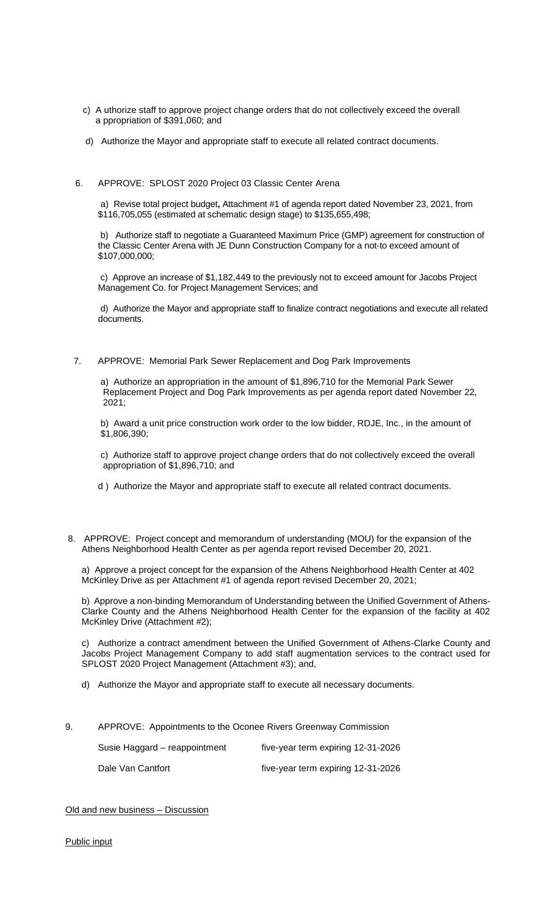c) Authorize staff to approve project change orders that do not collectively exceed the overall appropriation of $391,060; and

d) Authorize the Mayor and appropriate staff to execute all related contract documents.

6. APPROVE: SPLOST 2020 Project 03 Classic Center Arena

   a) Revise total project budget, Attachment #1 of agenda report dated November 23, 2021, from $116,705,055 (estimated at schematic design stage) to $135,655,498;

   b) Authorize staff to negotiate a Guaranteed Maximum Price (GMP) agreement for construction of the Classic Center Arena with JE Dunn Construction Company for a not-to exceed amount of $107,000,000;

   c) Approve an increase of $1,182,449 to the previously not to exceed amount for Jacobs Project Management Co. for Project Management Services; and

   d) Authorize the Mayor and appropriate staff to finalize contract negotiations and execute all related documents.

7. APPROVE: Memorial Park Sewer Replacement and Dog Park Improvements

   a) Authorize an appropriation in the amount of $1,896,710 for the Memorial Park Sewer Replacement Project and Dog Park Improvements as per agenda report dated November 22, 2021;

   b) Award a unit price construction work order to the low bidder, RDJE, Inc., in the amount of $1,806,390;

   c) Authorize staff to approve project change orders that do not collectively exceed the overall appropriation of $1,896,710; and

   d ) Authorize the Mayor and appropriate staff to execute all related contract documents.

8. APPROVE: Project concept and memorandum of understanding (MOU) for the expansion of the Athens Neighborhood Health Center as per agenda report revised December 20, 2021.

   a) Approve a project concept for the expansion of the Athens Neighborhood Health Center at 402 McKinley Drive as per Attachment #1 of agenda report revised December 20, 2021;

   b) Approve a non-binding Memorandum of Understanding between the Unified Government of Athens-Clarke County and the Athens Neighborhood Health Center for the expansion of the facility at 402 McKinley Drive (Attachment #2);

   c) Authorize a contract amendment between the Unified Government of Athens-Clarke County and Jacobs Project Management Company to add staff augmentation services to the contract used for SPLOST 2020 Project Management (Attachment #3); and,

   d) Authorize the Mayor and appropriate staff to execute all necessary documents.

9. APPROVE: Appointments to the Oconee Rivers Greenway Commission

| | |
|---|---|
| Susie Haggard – reappointment | five-year term expiring 12-31-2026 |
| Dale Van Cantfort | five-year term expiring 12-31-2026 |

Old and new business – Discussion

Public input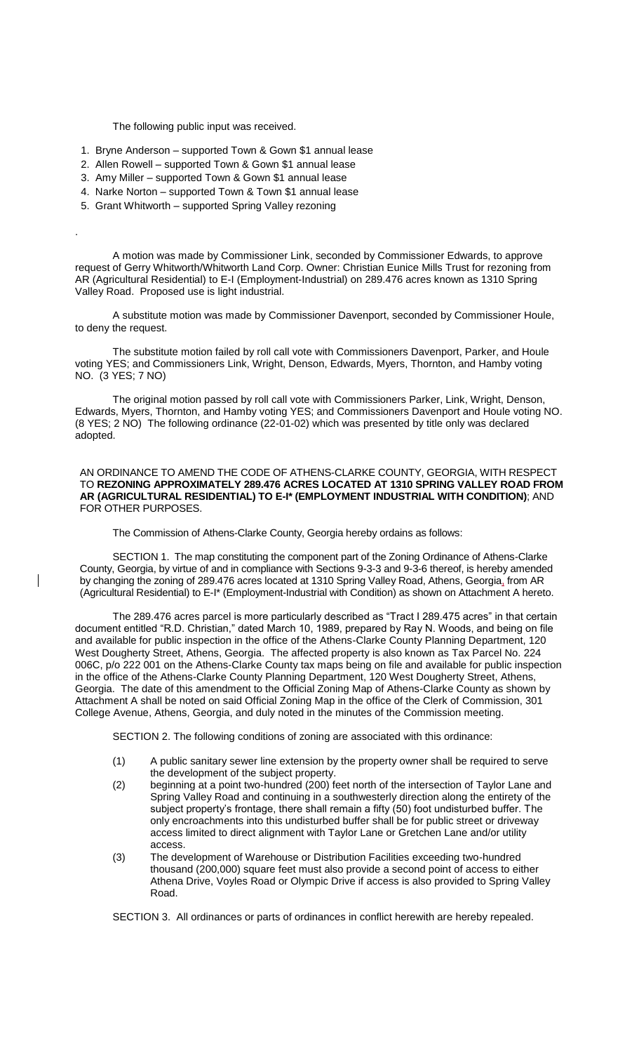The following public input was received.

1. Bryne Anderson – supported Town & Gown $1 annual lease
2. Allen Rowell – supported Town & Gown $1 annual lease
3. Amy Miller – supported Town & Gown $1 annual lease
4. Narke Norton – supported Town & Town $1 annual lease
5. Grant Whitworth – supported Spring Valley rezoning

.

A motion was made by Commissioner Link, seconded by Commissioner Edwards, to approve request of Gerry Whitworth/Whitworth Land Corp. Owner: Christian Eunice Mills Trust for rezoning from AR (Agricultural Residential) to E-I (Employment-Industrial) on 289.476 acres known as 1310 Spring Valley Road. Proposed use is light industrial.

A substitute motion was made by Commissioner Davenport, seconded by Commissioner Houle, to deny the request.

The substitute motion failed by roll call vote with Commissioners Davenport, Parker, and Houle voting YES; and Commissioners Link, Wright, Denson, Edwards, Myers, Thornton, and Hamby voting NO. (3 YES; 7 NO)

The original motion passed by roll call vote with Commissioners Parker, Link, Wright, Denson, Edwards, Myers, Thornton, and Hamby voting YES; and Commissioners Davenport and Houle voting NO. (8 YES; 2 NO) The following ordinance (22-01-02) which was presented by title only was declared adopted.

AN ORDINANCE TO AMEND THE CODE OF ATHENS-CLARKE COUNTY, GEORGIA, WITH RESPECT TO **REZONING APPROXIMATELY 289.476 ACRES LOCATED AT 1310 SPRING VALLEY ROAD FROM AR (AGRICULTURAL RESIDENTIAL) TO E-I* (EMPLOYMENT INDUSTRIAL WITH CONDITION)**; AND FOR OTHER PURPOSES.

The Commission of Athens-Clarke County, Georgia hereby ordains as follows:

SECTION 1. The map constituting the component part of the Zoning Ordinance of Athens-Clarke County, Georgia, by virtue of and in compliance with Sections 9-3-3 and 9-3-6 thereof, is hereby amended by changing the zoning of 289.476 acres located at 1310 Spring Valley Road, Athens, Georgia, from AR (Agricultural Residential) to E-I* (Employment-Industrial with Condition) as shown on Attachment A hereto.

The 289.476 acres parcel is more particularly described as "Tract I 289.475 acres" in that certain document entitled "R.D. Christian," dated March 10, 1989, prepared by Ray N. Woods, and being on file and available for public inspection in the office of the Athens-Clarke County Planning Department, 120 West Dougherty Street, Athens, Georgia. The affected property is also known as Tax Parcel No. 224 006C, p/o 222 001 on the Athens-Clarke County tax maps being on file and available for public inspection in the office of the Athens-Clarke County Planning Department, 120 West Dougherty Street, Athens, Georgia. The date of this amendment to the Official Zoning Map of Athens-Clarke County as shown by Attachment A shall be noted on said Official Zoning Map in the office of the Clerk of Commission, 301 College Avenue, Athens, Georgia, and duly noted in the minutes of the Commission meeting.

SECTION 2. The following conditions of zoning are associated with this ordinance:

(1) A public sanitary sewer line extension by the property owner shall be required to serve the development of the subject property.

(2) beginning at a point two-hundred (200) feet north of the intersection of Taylor Lane and Spring Valley Road and continuing in a southwesterly direction along the entirety of the subject property's frontage, there shall remain a fifty (50) foot undisturbed buffer. The only encroachments into this undisturbed buffer shall be for public street or driveway access limited to direct alignment with Taylor Lane or Gretchen Lane and/or utility access.

(3) The development of Warehouse or Distribution Facilities exceeding two-hundred thousand (200,000) square feet must also provide a second point of access to either Athena Drive, Voyles Road or Olympic Drive if access is also provided to Spring Valley Road.

SECTION 3. All ordinances or parts of ordinances in conflict herewith are hereby repealed.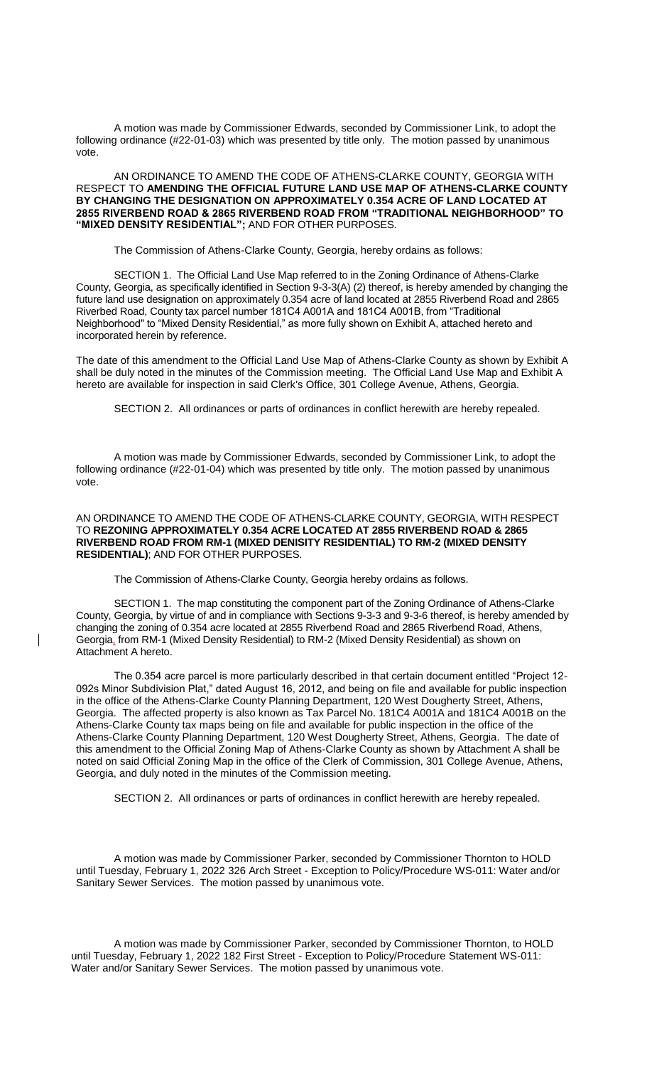A motion was made by Commissioner Edwards, seconded by Commissioner Link, to adopt the following ordinance (#22-01-03) which was presented by title only. The motion passed by unanimous vote.

AN ORDINANCE TO AMEND THE CODE OF ATHENS-CLARKE COUNTY, GEORGIA WITH RESPECT TO **AMENDING THE OFFICIAL FUTURE LAND USE MAP OF ATHENS-CLARKE COUNTY BY CHANGING THE DESIGNATION ON APPROXIMATELY 0.354 ACRE OF LAND LOCATED AT 2855 RIVERBEND ROAD & 2865 RIVERBEND ROAD FROM "TRADITIONAL NEIGHBORHOOD" TO "MIXED DENSITY RESIDENTIAL";** AND FOR OTHER PURPOSES.

The Commission of Athens-Clarke County, Georgia, hereby ordains as follows:

SECTION 1. The Official Land Use Map referred to in the Zoning Ordinance of Athens-Clarke County, Georgia, as specifically identified in Section 9-3-3(A) (2) thereof, is hereby amended by changing the future land use designation on approximately 0.354 acre of land located at 2855 Riverbend Road and 2865 Riverbed Road, County tax parcel number 181C4 A001A and 181C4 A001B, from "Traditional Neighborhood" to "Mixed Density Residential," as more fully shown on Exhibit A, attached hereto and incorporated herein by reference.

The date of this amendment to the Official Land Use Map of Athens-Clarke County as shown by Exhibit A shall be duly noted in the minutes of the Commission meeting. The Official Land Use Map and Exhibit A hereto are available for inspection in said Clerk's Office, 301 College Avenue, Athens, Georgia.

SECTION 2. All ordinances or parts of ordinances in conflict herewith are hereby repealed.

A motion was made by Commissioner Edwards, seconded by Commissioner Link, to adopt the following ordinance (#22-01-04) which was presented by title only. The motion passed by unanimous vote.

AN ORDINANCE TO AMEND THE CODE OF ATHENS-CLARKE COUNTY, GEORGIA, WITH RESPECT TO **REZONING APPROXIMATELY 0.354 ACRE LOCATED AT 2855 RIVERBEND ROAD & 2865 RIVERBEND ROAD FROM RM-1 (MIXED DENISITY RESIDENTIAL) TO RM-2 (MIXED DENSITY RESIDENTIAL)**; AND FOR OTHER PURPOSES.

The Commission of Athens-Clarke County, Georgia hereby ordains as follows.

SECTION 1. The map constituting the component part of the Zoning Ordinance of Athens-Clarke County, Georgia, by virtue of and in compliance with Sections 9-3-3 and 9-3-6 thereof, is hereby amended by changing the zoning of 0.354 acre located at 2855 Riverbend Road and 2865 Riverbend Road, Athens, Georgia, from RM-1 (Mixed Density Residential) to RM-2 (Mixed Density Residential) as shown on Attachment A hereto.

The 0.354 acre parcel is more particularly described in that certain document entitled "Project 12-092s Minor Subdivision Plat," dated August 16, 2012, and being on file and available for public inspection in the office of the Athens-Clarke County Planning Department, 120 West Dougherty Street, Athens, Georgia. The affected property is also known as Tax Parcel No. 181C4 A001A and 181C4 A001B on the Athens-Clarke County tax maps being on file and available for public inspection in the office of the Athens-Clarke County Planning Department, 120 West Dougherty Street, Athens, Georgia. The date of this amendment to the Official Zoning Map of Athens-Clarke County as shown by Attachment A shall be noted on said Official Zoning Map in the office of the Clerk of Commission, 301 College Avenue, Athens, Georgia, and duly noted in the minutes of the Commission meeting.

SECTION 2. All ordinances or parts of ordinances in conflict herewith are hereby repealed.

A motion was made by Commissioner Parker, seconded by Commissioner Thornton to HOLD until Tuesday, February 1, 2022 326 Arch Street - Exception to Policy/Procedure WS-011: Water and/or Sanitary Sewer Services. The motion passed by unanimous vote.

A motion was made by Commissioner Parker, seconded by Commissioner Thornton, to HOLD until Tuesday, February 1, 2022 182 First Street - Exception to Policy/Procedure Statement WS-011: Water and/or Sanitary Sewer Services. The motion passed by unanimous vote.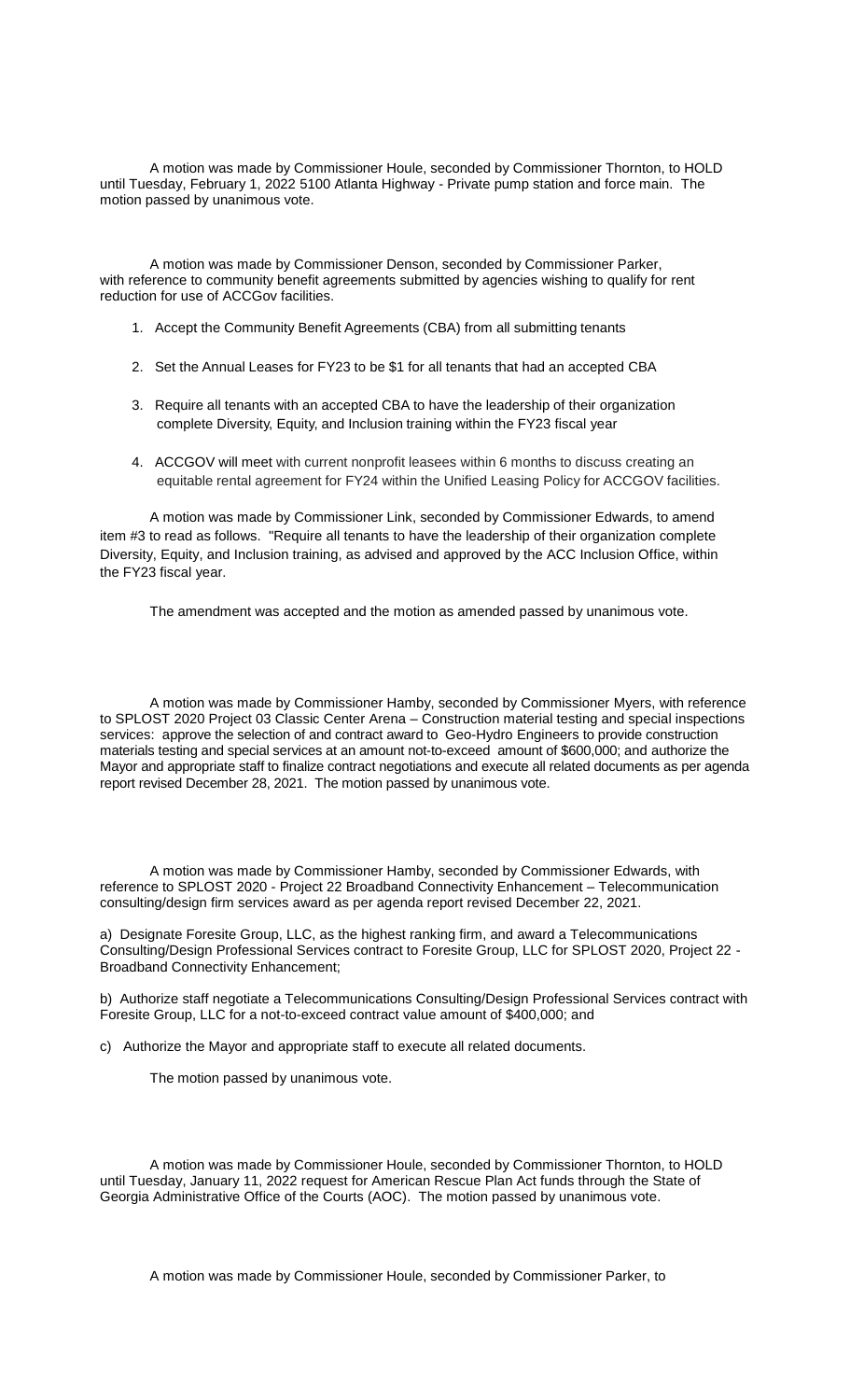A motion was made by Commissioner Houle, seconded by Commissioner Thornton, to HOLD until Tuesday, February 1, 2022 5100 Atlanta Highway - Private pump station and force main. The motion passed by unanimous vote.

A motion was made by Commissioner Denson, seconded by Commissioner Parker, with reference to community benefit agreements submitted by agencies wishing to qualify for rent reduction for use of ACCGov facilities.

1. Accept the Community Benefit Agreements (CBA) from all submitting tenants
2. Set the Annual Leases for FY23 to be $1 for all tenants that had an accepted CBA
3. Require all tenants with an accepted CBA to have the leadership of their organization complete Diversity, Equity, and Inclusion training within the FY23 fiscal year
4. ACCGOV will meet with current nonprofit leasees within 6 months to discuss creating an equitable rental agreement for FY24 within the Unified Leasing Policy for ACCGOV facilities.

A motion was made by Commissioner Link, seconded by Commissioner Edwards, to amend item #3 to read as follows. "Require all tenants to have the leadership of their organization complete Diversity, Equity, and Inclusion training, as advised and approved by the ACC Inclusion Office, within the FY23 fiscal year.

The amendment was accepted and the motion as amended passed by unanimous vote.

A motion was made by Commissioner Hamby, seconded by Commissioner Myers, with reference to SPLOST 2020 Project 03 Classic Center Arena – Construction material testing and special inspections services: approve the selection of and contract award to Geo-Hydro Engineers to provide construction materials testing and special services at an amount not-to-exceed amount of $600,000; and authorize the Mayor and appropriate staff to finalize contract negotiations and execute all related documents as per agenda report revised December 28, 2021. The motion passed by unanimous vote.

A motion was made by Commissioner Hamby, seconded by Commissioner Edwards, with reference to SPLOST 2020 - Project 22 Broadband Connectivity Enhancement – Telecommunication consulting/design firm services award as per agenda report revised December 22, 2021.

a) Designate Foresite Group, LLC, as the highest ranking firm, and award a Telecommunications Consulting/Design Professional Services contract to Foresite Group, LLC for SPLOST 2020, Project 22 - Broadband Connectivity Enhancement;

b) Authorize staff negotiate a Telecommunications Consulting/Design Professional Services contract with Foresite Group, LLC for a not-to-exceed contract value amount of $400,000; and

c) Authorize the Mayor and appropriate staff to execute all related documents.

The motion passed by unanimous vote.

A motion was made by Commissioner Houle, seconded by Commissioner Thornton, to HOLD until Tuesday, January 11, 2022 request for American Rescue Plan Act funds through the State of Georgia Administrative Office of the Courts (AOC). The motion passed by unanimous vote.

A motion was made by Commissioner Houle, seconded by Commissioner Parker, to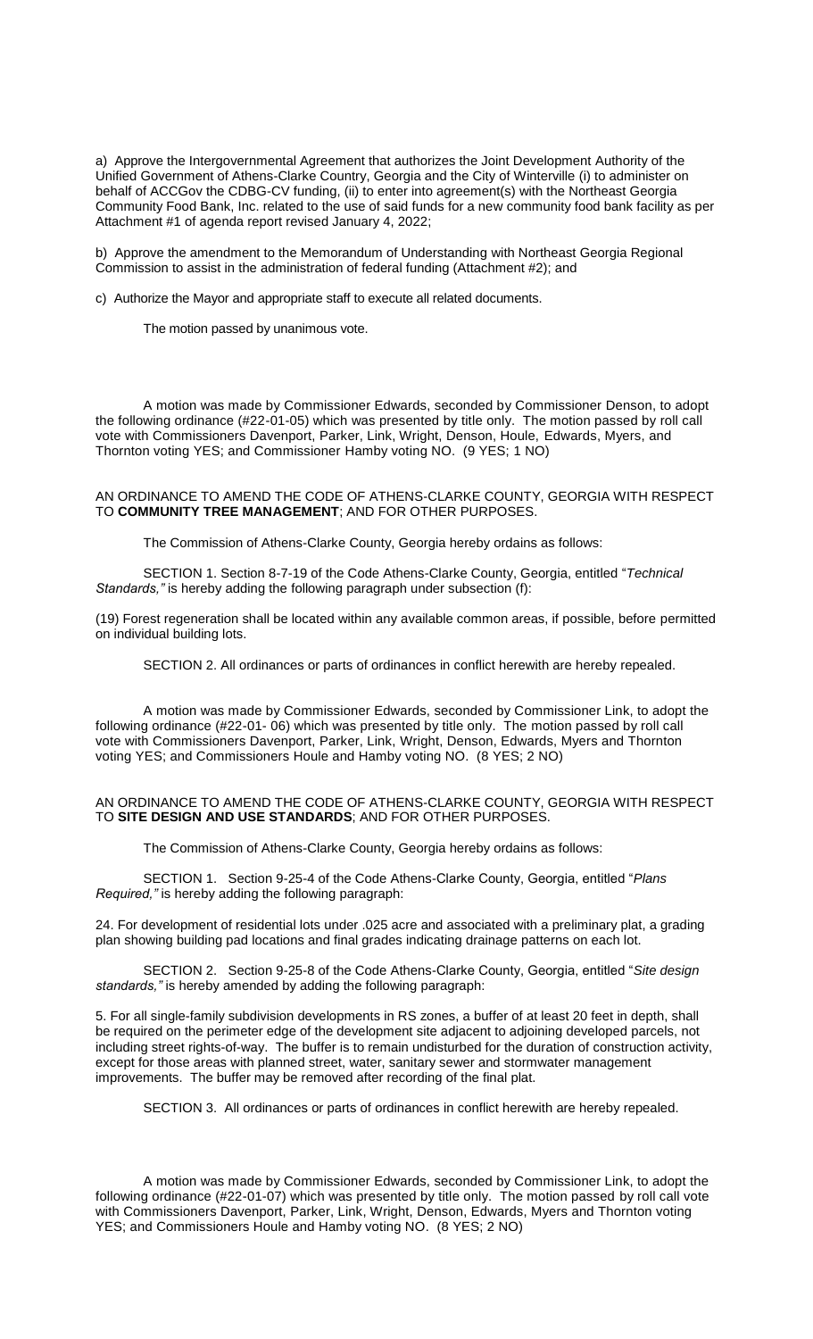a) Approve the Intergovernmental Agreement that authorizes the Joint Development Authority of the Unified Government of Athens-Clarke Country, Georgia and the City of Winterville (i) to administer on behalf of ACCGov the CDBG-CV funding, (ii) to enter into agreement(s) with the Northeast Georgia Community Food Bank, Inc. related to the use of said funds for a new community food bank facility as per Attachment #1 of agenda report revised January 4, 2022;

b) Approve the amendment to the Memorandum of Understanding with Northeast Georgia Regional Commission to assist in the administration of federal funding (Attachment #2); and

c) Authorize the Mayor and appropriate staff to execute all related documents.

The motion passed by unanimous vote.

A motion was made by Commissioner Edwards, seconded by Commissioner Denson, to adopt the following ordinance (#22-01-05) which was presented by title only. The motion passed by roll call vote with Commissioners Davenport, Parker, Link, Wright, Denson, Houle, Edwards, Myers, and Thornton voting YES; and Commissioner Hamby voting NO. (9 YES; 1 NO)

AN ORDINANCE TO AMEND THE CODE OF ATHENS-CLARKE COUNTY, GEORGIA WITH RESPECT TO **COMMUNITY TREE MANAGEMENT**; AND FOR OTHER PURPOSES.

The Commission of Athens-Clarke County, Georgia hereby ordains as follows:

SECTION 1. Section 8-7-19 of the Code Athens-Clarke County, Georgia, entitled "*Technical Standards,"* is hereby adding the following paragraph under subsection (f):

(19) Forest regeneration shall be located within any available common areas, if possible, before permitted on individual building lots.

SECTION 2. All ordinances or parts of ordinances in conflict herewith are hereby repealed.

A motion was made by Commissioner Edwards, seconded by Commissioner Link, to adopt the following ordinance (#22-01- 06) which was presented by title only. The motion passed by roll call vote with Commissioners Davenport, Parker, Link, Wright, Denson, Edwards, Myers and Thornton voting YES; and Commissioners Houle and Hamby voting NO. (8 YES; 2 NO)

AN ORDINANCE TO AMEND THE CODE OF ATHENS-CLARKE COUNTY, GEORGIA WITH RESPECT TO **SITE DESIGN AND USE STANDARDS**; AND FOR OTHER PURPOSES.

The Commission of Athens-Clarke County, Georgia hereby ordains as follows:

SECTION 1. Section 9-25-4 of the Code Athens-Clarke County, Georgia, entitled "*Plans Required,"* is hereby adding the following paragraph:

24. For development of residential lots under .025 acre and associated with a preliminary plat, a grading plan showing building pad locations and final grades indicating drainage patterns on each lot.

SECTION 2. Section 9-25-8 of the Code Athens-Clarke County, Georgia, entitled "*Site design standards,"* is hereby amended by adding the following paragraph:

5. For all single-family subdivision developments in RS zones, a buffer of at least 20 feet in depth, shall be required on the perimeter edge of the development site adjacent to adjoining developed parcels, not including street rights-of-way. The buffer is to remain undisturbed for the duration of construction activity, except for those areas with planned street, water, sanitary sewer and stormwater management improvements. The buffer may be removed after recording of the final plat.

SECTION 3. All ordinances or parts of ordinances in conflict herewith are hereby repealed.

A motion was made by Commissioner Edwards, seconded by Commissioner Link, to adopt the following ordinance (#22-01-07) which was presented by title only. The motion passed by roll call vote with Commissioners Davenport, Parker, Link, Wright, Denson, Edwards, Myers and Thornton voting YES; and Commissioners Houle and Hamby voting NO. (8 YES; 2 NO)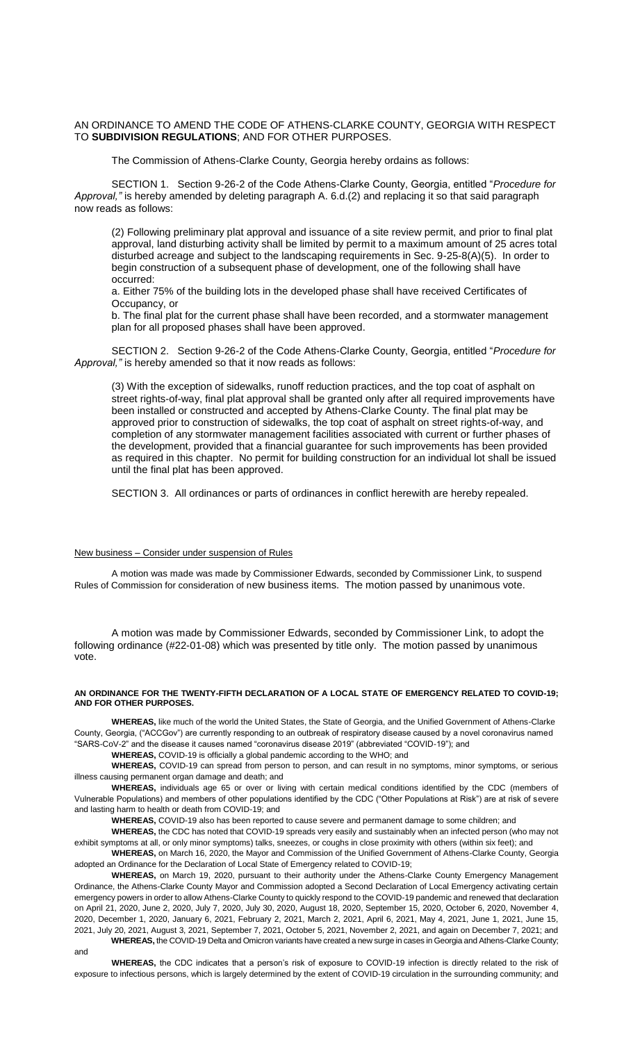AN ORDINANCE TO AMEND THE CODE OF ATHENS-CLARKE COUNTY, GEORGIA WITH RESPECT TO **SUBDIVISION REGULATIONS**; AND FOR OTHER PURPOSES.

The Commission of Athens-Clarke County, Georgia hereby ordains as follows:

SECTION 1. Section 9-26-2 of the Code Athens-Clarke County, Georgia, entitled "*Procedure for Approval,"* is hereby amended by deleting paragraph A. 6.d.(2) and replacing it so that said paragraph now reads as follows:

> (2) Following preliminary plat approval and issuance of a site review permit, and prior to final plat approval, land disturbing activity shall be limited by permit to a maximum amount of 25 acres total disturbed acreage and subject to the landscaping requirements in Sec. 9-25-8(A)(5). In order to begin construction of a subsequent phase of development, one of the following shall have occurred:
>
> a. Either 75% of the building lots in the developed phase shall have received Certificates of Occupancy, or
>
> b. The final plat for the current phase shall have been recorded, and a stormwater management plan for all proposed phases shall have been approved.

SECTION 2. Section 9-26-2 of the Code Athens-Clarke County, Georgia, entitled "*Procedure for Approval,"* is hereby amended so that it now reads as follows:

> (3) With the exception of sidewalks, runoff reduction practices, and the top coat of asphalt on street rights-of-way, final plat approval shall be granted only after all required improvements have been installed or constructed and accepted by Athens-Clarke County. The final plat may be approved prior to construction of sidewalks, the top coat of asphalt on street rights-of-way, and completion of any stormwater management facilities associated with current or further phases of the development, provided that a financial guarantee for such improvements has been provided as required in this chapter. No permit for building construction for an individual lot shall be issued until the final plat has been approved.

SECTION 3. All ordinances or parts of ordinances in conflict herewith are hereby repealed.

New business – Consider under suspension of Rules

A motion was made was made by Commissioner Edwards, seconded by Commissioner Link, to suspend Rules of Commission for consideration of new business items. The motion passed by unanimous vote.

A motion was made by Commissioner Edwards, seconded by Commissioner Link, to adopt the following ordinance (#22-01-08) which was presented by title only. The motion passed by unanimous vote.

**AN ORDINANCE FOR THE TWENTY-FIFTH DECLARATION OF A LOCAL STATE OF EMERGENCY RELATED TO COVID-19; AND FOR OTHER PURPOSES.**

**WHEREAS,** like much of the world the United States, the State of Georgia, and the Unified Government of Athens-Clarke County, Georgia, ("ACCGov") are currently responding to an outbreak of respiratory disease caused by a novel coronavirus named "SARS-CoV-2" and the disease it causes named "coronavirus disease 2019" (abbreviated "COVID-19"); and

**WHEREAS,** COVID-19 is officially a global pandemic according to the WHO; and

**WHEREAS,** COVID-19 can spread from person to person, and can result in no symptoms, minor symptoms, or serious illness causing permanent organ damage and death; and

**WHEREAS,** individuals age 65 or over or living with certain medical conditions identified by the CDC (members of Vulnerable Populations) and members of other populations identified by the CDC ("Other Populations at Risk") are at risk of severe and lasting harm to health or death from COVID-19; and

**WHEREAS,** COVID-19 also has been reported to cause severe and permanent damage to some children; and

**WHEREAS,** the CDC has noted that COVID-19 spreads very easily and sustainably when an infected person (who may not exhibit symptoms at all, or only minor symptoms) talks, sneezes, or coughs in close proximity with others (within six feet); and

**WHEREAS,** on March 16, 2020, the Mayor and Commission of the Unified Government of Athens-Clarke County, Georgia adopted an Ordinance for the Declaration of Local State of Emergency related to COVID-19;

**WHEREAS,** on March 19, 2020, pursuant to their authority under the Athens-Clarke County Emergency Management Ordinance, the Athens-Clarke County Mayor and Commission adopted a Second Declaration of Local Emergency activating certain emergency powers in order to allow Athens-Clarke County to quickly respond to the COVID-19 pandemic and renewed that declaration on April 21, 2020, June 2, 2020, July 7, 2020, July 30, 2020, August 18, 2020, September 15, 2020, October 6, 2020, November 4, 2020, December 1, 2020, January 6, 2021, February 2, 2021, March 2, 2021, April 6, 2021, May 4, 2021, June 1, 2021, June 15, 2021, July 20, 2021, August 3, 2021, September 7, 2021, October 5, 2021, November 2, 2021, and again on December 7, 2021; and

**WHEREAS,** the COVID-19 Delta and Omicron variants have created a new surge in cases in Georgia and Athens-Clarke County; and

**WHEREAS,** the CDC indicates that a person's risk of exposure to COVID-19 infection is directly related to the risk of exposure to infectious persons, which is largely determined by the extent of COVID-19 circulation in the surrounding community; and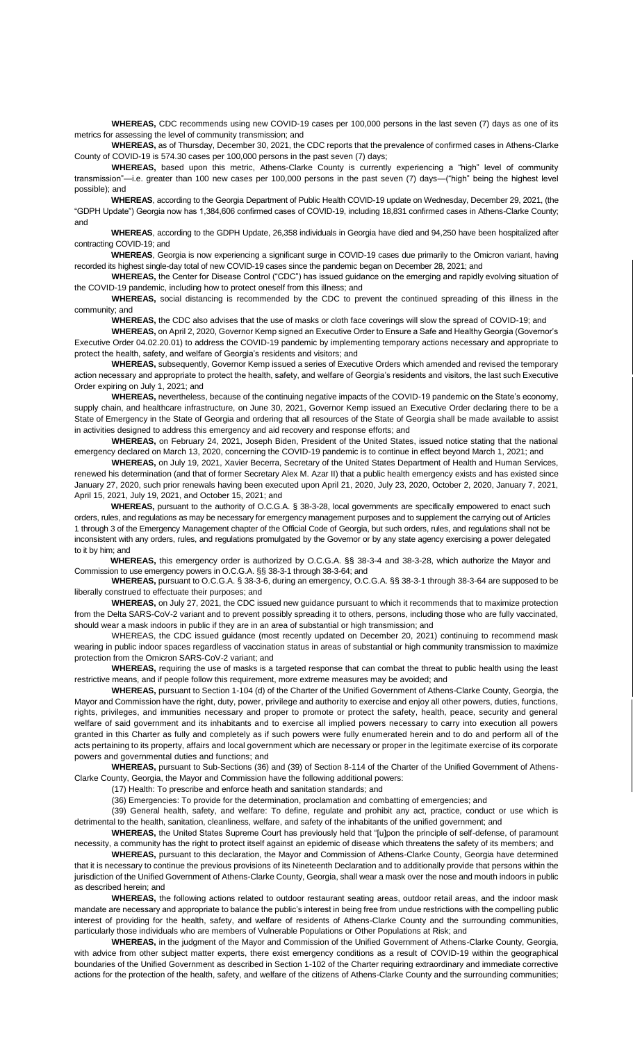**WHEREAS,** CDC recommends using new COVID-19 cases per 100,000 persons in the last seven (7) days as one of its metrics for assessing the level of community transmission; and

**WHEREAS,** as of Thursday, December 30, 2021, the CDC reports that the prevalence of confirmed cases in Athens-Clarke County of COVID-19 is 574.30 cases per 100,000 persons in the past seven (7) days;

**WHEREAS,** based upon this metric, Athens-Clarke County is currently experiencing a "high" level of community transmission"—i.e. greater than 100 new cases per 100,000 persons in the past seven (7) days—("high" being the highest level possible); and

**WHEREAS**, according to the Georgia Department of Public Health COVID-19 update on Wednesday, December 29, 2021, (the "GDPH Update") Georgia now has 1,384,606 confirmed cases of COVID-19, including 18,831 confirmed cases in Athens-Clarke County; and

**WHEREAS**, according to the GDPH Update, 26,358 individuals in Georgia have died and 94,250 have been hospitalized after contracting COVID-19; and

**WHEREAS**, Georgia is now experiencing a significant surge in COVID-19 cases due primarily to the Omicron variant, having recorded its highest single-day total of new COVID-19 cases since the pandemic began on December 28, 2021; and

**WHEREAS,** the Center for Disease Control ("CDC") has issued guidance on the emerging and rapidly evolving situation of the COVID-19 pandemic, including how to protect oneself from this illness; and

**WHEREAS,** social distancing is recommended by the CDC to prevent the continued spreading of this illness in the community; and

**WHEREAS,** the CDC also advises that the use of masks or cloth face coverings will slow the spread of COVID-19; and

**WHEREAS,** on April 2, 2020, Governor Kemp signed an Executive Order to Ensure a Safe and Healthy Georgia (Governor's Executive Order 04.02.20.01) to address the COVID-19 pandemic by implementing temporary actions necessary and appropriate to protect the health, safety, and welfare of Georgia's residents and visitors; and

**WHEREAS,** subsequently, Governor Kemp issued a series of Executive Orders which amended and revised the temporary action necessary and appropriate to protect the health, safety, and welfare of Georgia's residents and visitors, the last such Executive Order expiring on July 1, 2021; and

**WHEREAS,** nevertheless, because of the continuing negative impacts of the COVID-19 pandemic on the State's economy, supply chain, and healthcare infrastructure, on June 30, 2021, Governor Kemp issued an Executive Order declaring there to be a State of Emergency in the State of Georgia and ordering that all resources of the State of Georgia shall be made available to assist in activities designed to address this emergency and aid recovery and response efforts; and

**WHEREAS,** on February 24, 2021, Joseph Biden, President of the United States, issued notice stating that the national emergency declared on March 13, 2020, concerning the COVID-19 pandemic is to continue in effect beyond March 1, 2021; and

**WHEREAS,** on July 19, 2021, Xavier Becerra, Secretary of the United States Department of Health and Human Services, renewed his determination (and that of former Secretary Alex M. Azar II) that a public health emergency exists and has existed since January 27, 2020, such prior renewals having been executed upon April 21, 2020, July 23, 2020, October 2, 2020, January 7, 2021, April 15, 2021, July 19, 2021, and October 15, 2021; and

**WHEREAS,** pursuant to the authority of O.C.G.A. § 38-3-28, local governments are specifically empowered to enact such orders, rules, and regulations as may be necessary for emergency management purposes and to supplement the carrying out of Articles 1 through 3 of the Emergency Management chapter of the Official Code of Georgia, but such orders, rules, and regulations shall not be inconsistent with any orders, rules, and regulations promulgated by the Governor or by any state agency exercising a power delegated to it by him; and

**WHEREAS,** this emergency order is authorized by O.C.G.A. §§ 38-3-4 and 38-3-28, which authorize the Mayor and Commission to use emergency powers in O.C.G.A. §§ 38-3-1 through 38-3-64; and

**WHEREAS,** pursuant to O.C.G.A. § 38-3-6, during an emergency, O.C.G.A. §§ 38-3-1 through 38-3-64 are supposed to be liberally construed to effectuate their purposes; and

**WHEREAS,** on July 27, 2021, the CDC issued new guidance pursuant to which it recommends that to maximize protection from the Delta SARS-CoV-2 variant and to prevent possibly spreading it to others, persons, including those who are fully vaccinated, should wear a mask indoors in public if they are in an area of substantial or high transmission; and

WHEREAS, the CDC issued guidance (most recently updated on December 20, 2021) continuing to recommend mask wearing in public indoor spaces regardless of vaccination status in areas of substantial or high community transmission to maximize protection from the Omicron SARS-CoV-2 variant; and

**WHEREAS,** requiring the use of masks is a targeted response that can combat the threat to public health using the least restrictive means, and if people follow this requirement, more extreme measures may be avoided; and

**WHEREAS,** pursuant to Section 1-104 (d) of the Charter of the Unified Government of Athens-Clarke County, Georgia, the Mayor and Commission have the right, duty, power, privilege and authority to exercise and enjoy all other powers, duties, functions, rights, privileges, and immunities necessary and proper to promote or protect the safety, health, peace, security and general welfare of said government and its inhabitants and to exercise all implied powers necessary to carry into execution all powers granted in this Charter as fully and completely as if such powers were fully enumerated herein and to do and perform all of the acts pertaining to its property, affairs and local government which are necessary or proper in the legitimate exercise of its corporate powers and governmental duties and functions; and

**WHEREAS,** pursuant to Sub-Sections (36) and (39) of Section 8-114 of the Charter of the Unified Government of Athens-Clarke County, Georgia, the Mayor and Commission have the following additional powers:

(17) Health: To prescribe and enforce heath and sanitation standards; and

(36) Emergencies: To provide for the determination, proclamation and combatting of emergencies; and

(39) General health, safety, and welfare: To define, regulate and prohibit any act, practice, conduct or use which is detrimental to the health, sanitation, cleanliness, welfare, and safety of the inhabitants of the unified government; and

**WHEREAS,** the United States Supreme Court has previously held that "[u]pon the principle of self-defense, of paramount necessity, a community has the right to protect itself against an epidemic of disease which threatens the safety of its members; and

**WHEREAS,** pursuant to this declaration, the Mayor and Commission of Athens-Clarke County, Georgia have determined that it is necessary to continue the previous provisions of its Nineteenth Declaration and to additionally provide that persons within the jurisdiction of the Unified Government of Athens-Clarke County, Georgia, shall wear a mask over the nose and mouth indoors in public as described herein; and

**WHEREAS,** the following actions related to outdoor restaurant seating areas, outdoor retail areas, and the indoor mask mandate are necessary and appropriate to balance the public's interest in being free from undue restrictions with the compelling public interest of providing for the health, safety, and welfare of residents of Athens-Clarke County and the surrounding communities, particularly those individuals who are members of Vulnerable Populations or Other Populations at Risk; and

**WHEREAS,** in the judgment of the Mayor and Commission of the Unified Government of Athens-Clarke County, Georgia, with advice from other subject matter experts, there exist emergency conditions as a result of COVID-19 within the geographical boundaries of the Unified Government as described in Section 1-102 of the Charter requiring extraordinary and immediate corrective actions for the protection of the health, safety, and welfare of the citizens of Athens-Clarke County and the surrounding communities;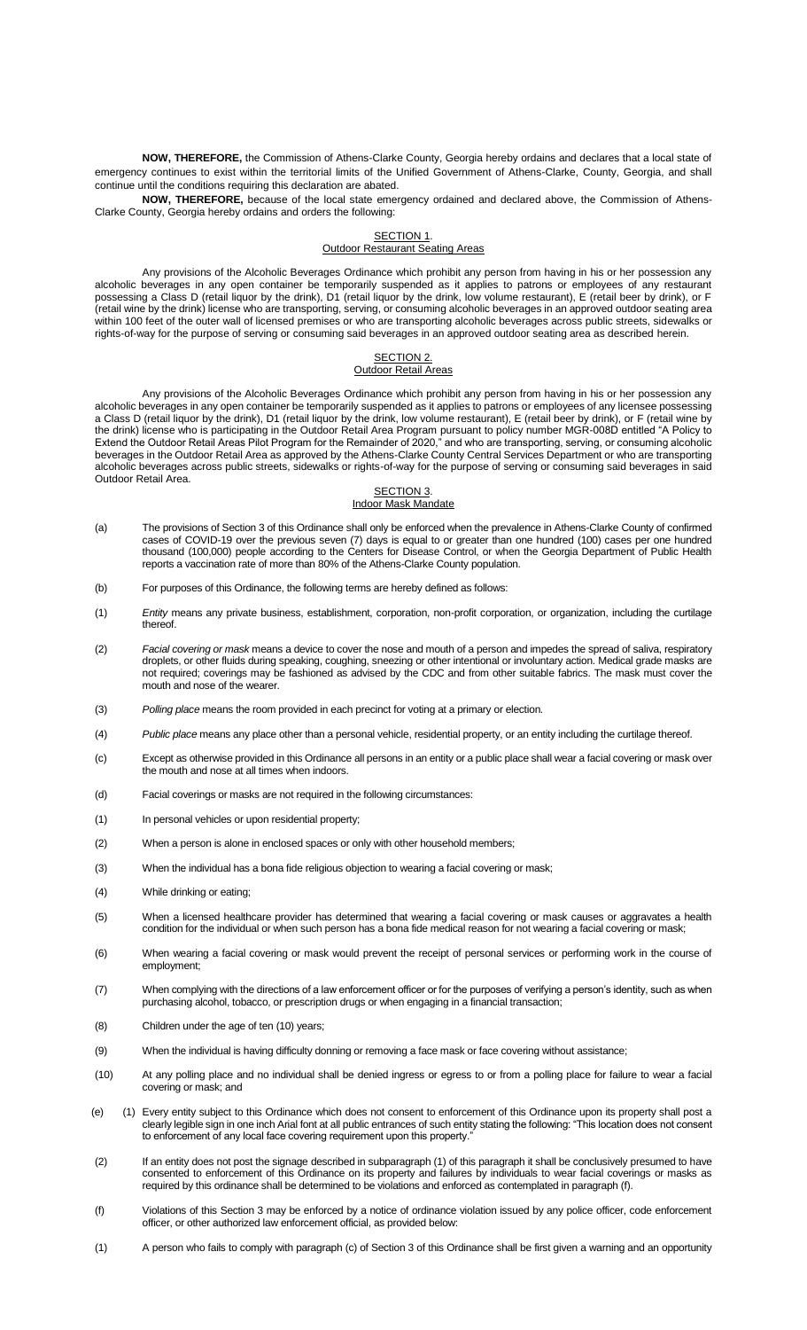**NOW, THEREFORE,** the Commission of Athens-Clarke County, Georgia hereby ordains and declares that a local state of emergency continues to exist within the territorial limits of the Unified Government of Athens-Clarke, County, Georgia, and shall continue until the conditions requiring this declaration are abated.

**NOW, THEREFORE,** because of the local state emergency ordained and declared above, the Commission of Athens-Clarke County, Georgia hereby ordains and orders the following:

## SECTION 1.
## Outdoor Restaurant Seating Areas

Any provisions of the Alcoholic Beverages Ordinance which prohibit any person from having in his or her possession any alcoholic beverages in any open container be temporarily suspended as it applies to patrons or employees of any restaurant possessing a Class D (retail liquor by the drink), D1 (retail liquor by the drink, low volume restaurant), E (retail beer by drink), or F (retail wine by the drink) license who are transporting, serving, or consuming alcoholic beverages in an approved outdoor seating area within 100 feet of the outer wall of licensed premises or who are transporting alcoholic beverages across public streets, sidewalks or rights-of-way for the purpose of serving or consuming said beverages in an approved outdoor seating area as described herein.

## SECTION 2.
## Outdoor Retail Areas

Any provisions of the Alcoholic Beverages Ordinance which prohibit any person from having in his or her possession any alcoholic beverages in any open container be temporarily suspended as it applies to patrons or employees of any licensee possessing a Class D (retail liquor by the drink), D1 (retail liquor by the drink, low volume restaurant), E (retail beer by drink), or F (retail wine by the drink) license who is participating in the Outdoor Retail Area Program pursuant to policy number MGR-008D entitled "A Policy to Extend the Outdoor Retail Areas Pilot Program for the Remainder of 2020," and who are transporting, serving, or consuming alcoholic beverages in the Outdoor Retail Area as approved by the Athens-Clarke County Central Services Department or who are transporting alcoholic beverages across public streets, sidewalks or rights-of-way for the purpose of serving or consuming said beverages in said Outdoor Retail Area.

## SECTION 3.
## Indoor Mask Mandate

(a) The provisions of Section 3 of this Ordinance shall only be enforced when the prevalence in Athens-Clarke County of confirmed cases of COVID-19 over the previous seven (7) days is equal to or greater than one hundred (100) cases per one hundred thousand (100,000) people according to the Centers for Disease Control, or when the Georgia Department of Public Health reports a vaccination rate of more than 80% of the Athens-Clarke County population.

(b) For purposes of this Ordinance, the following terms are hereby defined as follows:

(1) *Entity* means any private business, establishment, corporation, non-profit corporation, or organization, including the curtilage thereof.

(2) *Facial covering or mask* means a device to cover the nose and mouth of a person and impedes the spread of saliva, respiratory droplets, or other fluids during speaking, coughing, sneezing or other intentional or involuntary action. Medical grade masks are not required; coverings may be fashioned as advised by the CDC and from other suitable fabrics. The mask must cover the mouth and nose of the wearer.

(3) *Polling place* means the room provided in each precinct for voting at a primary or election.

(4) *Public place* means any place other than a personal vehicle, residential property, or an entity including the curtilage thereof.

(c) Except as otherwise provided in this Ordinance all persons in an entity or a public place shall wear a facial covering or mask over the mouth and nose at all times when indoors.

(d) Facial coverings or masks are not required in the following circumstances:

(1) In personal vehicles or upon residential property;

(2) When a person is alone in enclosed spaces or only with other household members;

(3) When the individual has a bona fide religious objection to wearing a facial covering or mask;

(4) While drinking or eating;

(5) When a licensed healthcare provider has determined that wearing a facial covering or mask causes or aggravates a health condition for the individual or when such person has a bona fide medical reason for not wearing a facial covering or mask;

(6) When wearing a facial covering or mask would prevent the receipt of personal services or performing work in the course of employment;

(7) When complying with the directions of a law enforcement officer or for the purposes of verifying a person's identity, such as when purchasing alcohol, tobacco, or prescription drugs or when engaging in a financial transaction;

(8) Children under the age of ten (10) years;

(9) When the individual is having difficulty donning or removing a face mask or face covering without assistance;

(10) At any polling place and no individual shall be denied ingress or egress to or from a polling place for failure to wear a facial covering or mask; and

(e) (1) Every entity subject to this Ordinance which does not consent to enforcement of this Ordinance upon its property shall post a clearly legible sign in one inch Arial font at all public entrances of such entity stating the following: "This location does not consent to enforcement of any local face covering requirement upon this property."

(2) If an entity does not post the signage described in subparagraph (1) of this paragraph it shall be conclusively presumed to have consented to enforcement of this Ordinance on its property and failures by individuals to wear facial coverings or masks as required by this ordinance shall be determined to be violations and enforced as contemplated in paragraph (f).

(f) Violations of this Section 3 may be enforced by a notice of ordinance violation issued by any police officer, code enforcement officer, or other authorized law enforcement official, as provided below:

(1) A person who fails to comply with paragraph (c) of Section 3 of this Ordinance shall be first given a warning and an opportunity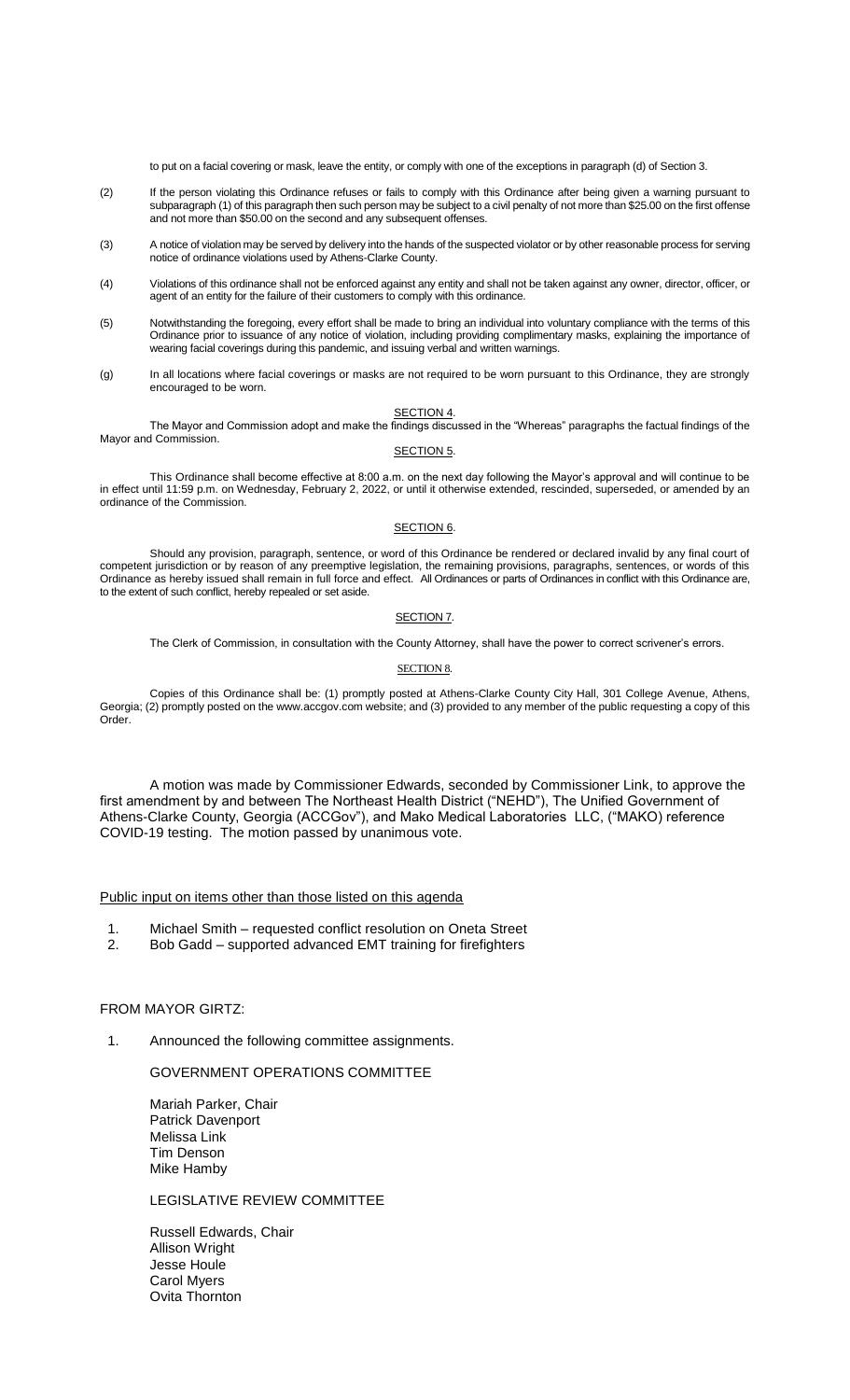to put on a facial covering or mask, leave the entity, or comply with one of the exceptions in paragraph (d) of Section 3.

(2) If the person violating this Ordinance refuses or fails to comply with this Ordinance after being given a warning pursuant to subparagraph (1) of this paragraph then such person may be subject to a civil penalty of not more than $25.00 on the first offense and not more than $50.00 on the second and any subsequent offenses.

(3) A notice of violation may be served by delivery into the hands of the suspected violator or by other reasonable process for serving notice of ordinance violations used by Athens-Clarke County.

(4) Violations of this ordinance shall not be enforced against any entity and shall not be taken against any owner, director, officer, or agent of an entity for the failure of their customers to comply with this ordinance.

(5) Notwithstanding the foregoing, every effort shall be made to bring an individual into voluntary compliance with the terms of this Ordinance prior to issuance of any notice of violation, including providing complimentary masks, explaining the importance of wearing facial coverings during this pandemic, and issuing verbal and written warnings.

(g) In all locations where facial coverings or masks are not required to be worn pursuant to this Ordinance, they are strongly encouraged to be worn.

SECTION 4.

The Mayor and Commission adopt and make the findings discussed in the "Whereas" paragraphs the factual findings of the Mayor and Commission.

SECTION 5.

This Ordinance shall become effective at 8:00 a.m. on the next day following the Mayor's approval and will continue to be in effect until 11:59 p.m. on Wednesday, February 2, 2022, or until it otherwise extended, rescinded, superseded, or amended by an ordinance of the Commission.

SECTION 6.

Should any provision, paragraph, sentence, or word of this Ordinance be rendered or declared invalid by any final court of competent jurisdiction or by reason of any preemptive legislation, the remaining provisions, paragraphs, sentences, or words of this Ordinance as hereby issued shall remain in full force and effect. All Ordinances or parts of Ordinances in conflict with this Ordinance are, to the extent of such conflict, hereby repealed or set aside.

SECTION 7.

The Clerk of Commission, in consultation with the County Attorney, shall have the power to correct scrivener's errors.

SECTION 8.

Copies of this Ordinance shall be: (1) promptly posted at Athens-Clarke County City Hall, 301 College Avenue, Athens, Georgia; (2) promptly posted on the www.accgov.com website; and (3) provided to any member of the public requesting a copy of this Order.

A motion was made by Commissioner Edwards, seconded by Commissioner Link, to approve the first amendment by and between The Northeast Health District ("NEHD"), The Unified Government of Athens-Clarke County, Georgia (ACCGov"), and Mako Medical Laboratories LLC, ("MAKO) reference COVID-19 testing. The motion passed by unanimous vote.

Public input on items other than those listed on this agenda

1. Michael Smith – requested conflict resolution on Oneta Street
2. Bob Gadd – supported advanced EMT training for firefighters

FROM MAYOR GIRTZ:

1. Announced the following committee assignments.

GOVERNMENT OPERATIONS COMMITTEE

Mariah Parker, Chair
Patrick Davenport
Melissa Link
Tim Denson
Mike Hamby

LEGISLATIVE REVIEW COMMITTEE

Russell Edwards, Chair
Allison Wright
Jesse Houle
Carol Myers
Ovita Thornton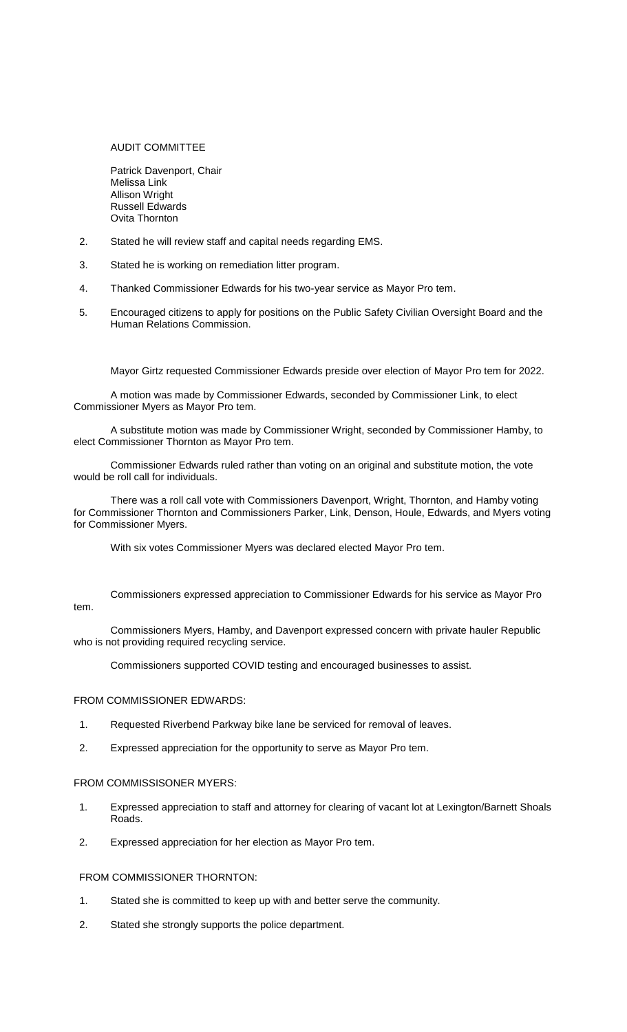AUDIT COMMITTEE

Patrick Davenport, Chair
Melissa Link
Allison Wright
Russell Edwards
Ovita Thornton

2. Stated he will review staff and capital needs regarding EMS.

3. Stated he is working on remediation litter program.

4. Thanked Commissioner Edwards for his two-year service as Mayor Pro tem.

5. Encouraged citizens to apply for positions on the Public Safety Civilian Oversight Board and the Human Relations Commission.

Mayor Girtz requested Commissioner Edwards preside over election of Mayor Pro tem for 2022.

A motion was made by Commissioner Edwards, seconded by Commissioner Link, to elect Commissioner Myers as Mayor Pro tem.

A substitute motion was made by Commissioner Wright, seconded by Commissioner Hamby, to elect Commissioner Thornton as Mayor Pro tem.

Commissioner Edwards ruled rather than voting on an original and substitute motion, the vote would be roll call for individuals.

There was a roll call vote with Commissioners Davenport, Wright, Thornton, and Hamby voting for Commissioner Thornton and Commissioners Parker, Link, Denson, Houle, Edwards, and Myers voting for Commissioner Myers.

With six votes Commissioner Myers was declared elected Mayor Pro tem.

Commissioners expressed appreciation to Commissioner Edwards for his service as Mayor Pro tem.

Commissioners Myers, Hamby, and Davenport expressed concern with private hauler Republic who is not providing required recycling service.

Commissioners supported COVID testing and encouraged businesses to assist.

FROM COMMISSIONER EDWARDS:

1. Requested Riverbend Parkway bike lane be serviced for removal of leaves.

2. Expressed appreciation for the opportunity to serve as Mayor Pro tem.

FROM COMMISSISONER MYERS:

1. Expressed appreciation to staff and attorney for clearing of vacant lot at Lexington/Barnett Shoals Roads.

2. Expressed appreciation for her election as Mayor Pro tem.

FROM COMMISSIONER THORNTON:

1. Stated she is committed to keep up with and better serve the community.

2. Stated she strongly supports the police department.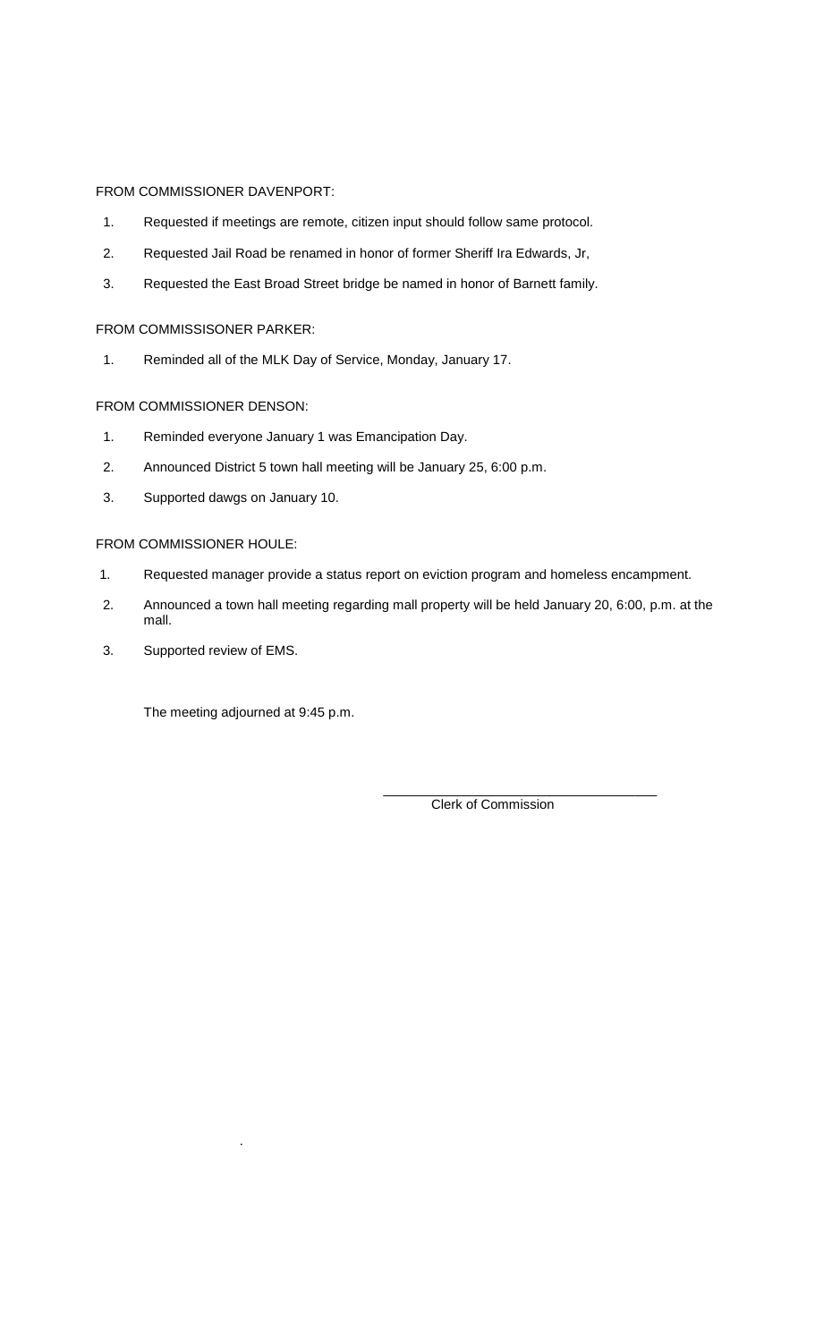FROM COMMISSIONER DAVENPORT:

1. Requested if meetings are remote, citizen input should follow same protocol.
2. Requested Jail Road be renamed in honor of former Sheriff Ira Edwards, Jr,
3. Requested the East Broad Street bridge be named in honor of Barnett family.

FROM COMMISSISONER PARKER:

1. Reminded all of the MLK Day of Service, Monday, January 17.

FROM COMMISSIONER DENSON:

1. Reminded everyone January 1 was Emancipation Day.
2. Announced District 5 town hall meeting will be January 25, 6:00 p.m.
3. Supported dawgs on January 10.

FROM COMMISSIONER HOULE:

1. Requested manager provide a status report on eviction program and homeless encampment.
2. Announced a town hall meeting regarding mall property will be held January 20, 6:00, p.m. at the mall.
3. Supported review of EMS.

The meeting adjourned at 9:45 p.m.

\_\_\_\_\_\_\_\_\_\_\_\_\_\_\_\_\_\_\_\_\_\_\_\_\_\_\_\_\_\_\_\_\_\_\_\_

Clerk of Commission